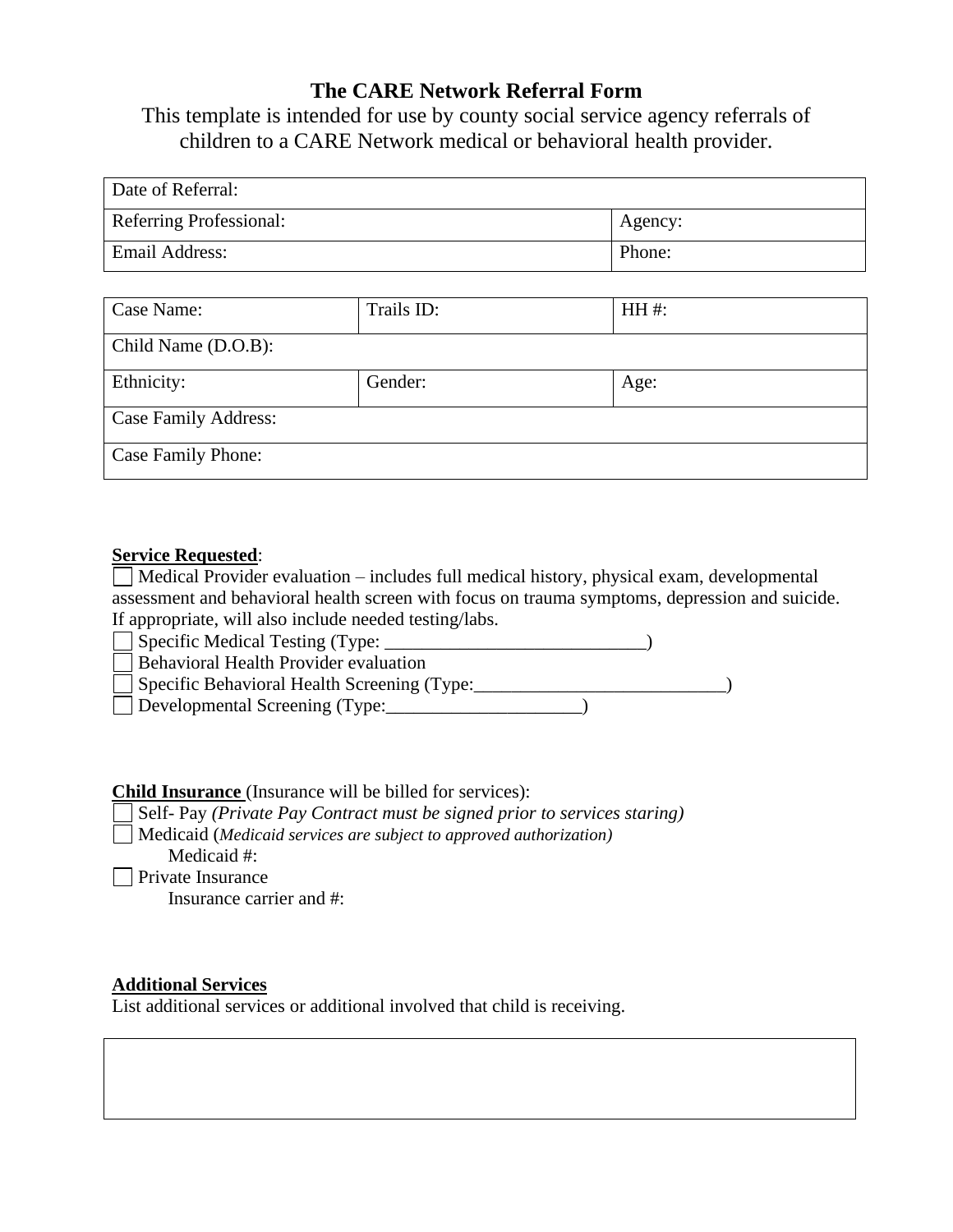# The CARE Network Referral Form

This template is intended for use by county social service agency referrals of children to a CARE Network medical or behavioral health provider.

| Date of Referral: | |
|---|---|
| Referring Professional: | Agency: |
| Email Address: | Phone: |

| Case Name: | Trails ID: | HH #: |
|---|---|---|
| Child Name (D.O.B): | | |
| Ethnicity: | Gender: | Age: |
| Case Family Address: | | |
| Case Family Phone: | | |

**Service Requested**:

☐ Medical Provider evaluation – includes full medical history, physical exam, developmental assessment and behavioral health screen with focus on trauma symptoms, depression and suicide. If appropriate, will also include needed testing/labs.
☐ Specific Medical Testing (Type: ____________________________)
☐ Behavioral Health Provider evaluation
☐ Specific Behavioral Health Screening (Type:___________________________)
☐ Developmental Screening (Type:_____________________)

**Child Insurance** (Insurance will be billed for services):

☐ Self- Pay *(Private Pay Contract must be signed prior to services staring)*
☐ Medicaid (*Medicaid services are subject to approved authorization)*
Medicaid #:
☐ Private Insurance
Insurance carrier and #:

**Additional Services**

List additional services or additional involved that child is receiving.

| |
|---|
| |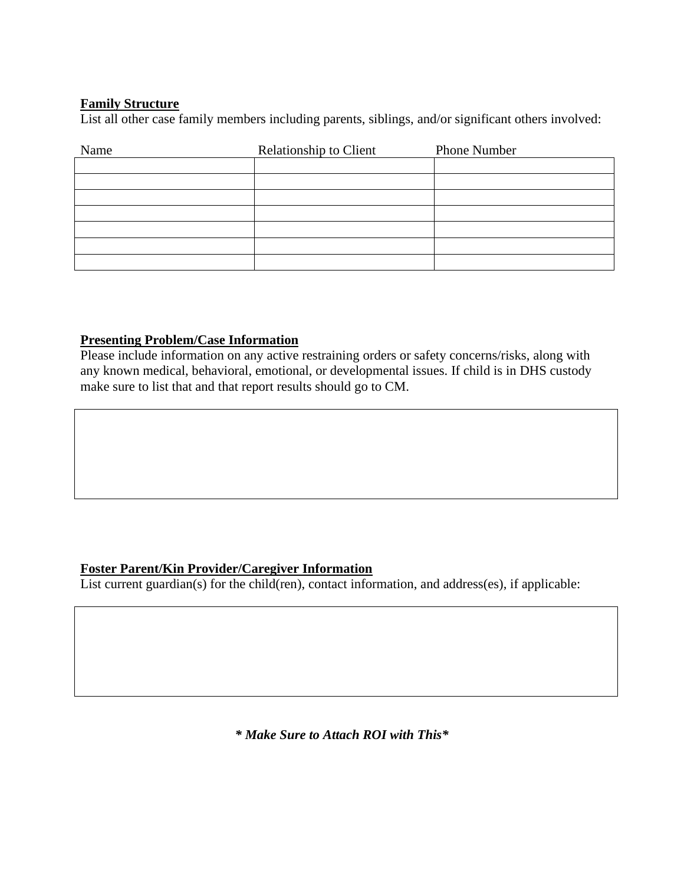**Family Structure**

List all other case family members including parents, siblings, and/or significant others involved:

| Name | Relationship to Client | Phone Number |
|---|---|---|
| | | |
| | | |
| | | |
| | | |
| | | |
| | | |
| | | |

**Presenting Problem/Case Information**

Please include information on any active restraining orders or safety concerns/risks, along with any known medical, behavioral, emotional, or developmental issues. If child is in DHS custody make sure to list that and that report results should go to CM.

**Foster Parent/Kin Provider/Caregiver Information**

List current guardian(s) for the child(ren), contact information, and address(es), if applicable:

***\* Make Sure to Attach ROI with This\****